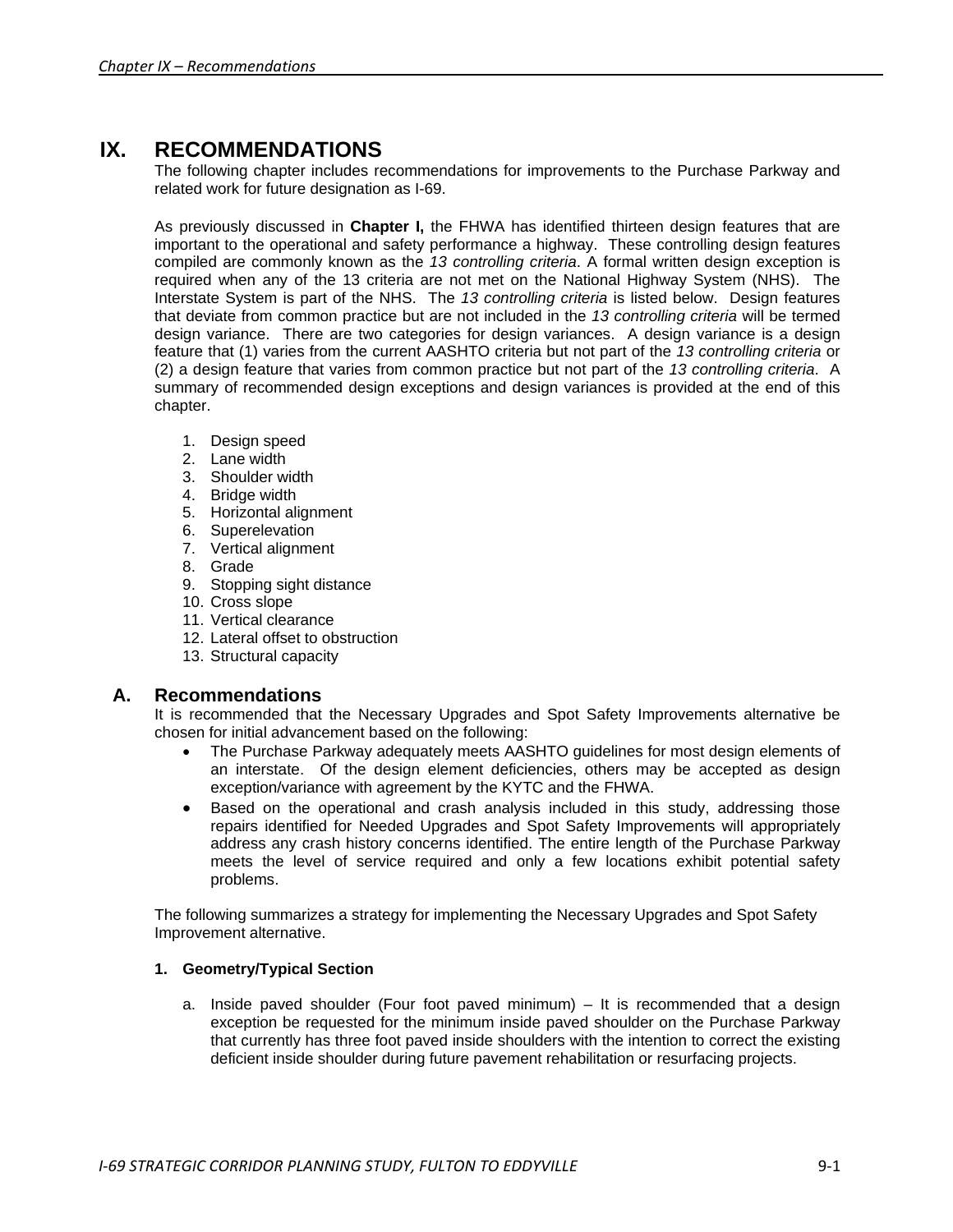# IX. RECOMMENDATIONS

The following chapter includes recommendations for improvements to the Purchase Parkway and related work for future designation as I-69.

As previously discussed in **Chapter I,** the FHWA has identified thirteen design features that are important to the operational and safety performance a highway. These controlling design features compiled are commonly known as the *13 controlling criteria*. A formal written design exception is required when any of the 13 criteria are not met on the National Highway System (NHS). The Interstate System is part of the NHS. The *13 controlling criteria* is listed below. Design features that deviate from common practice but are not included in the *13 controlling criteria* will be termed design variance. There are two categories for design variances. A design variance is a design feature that (1) varies from the current AASHTO criteria but not part of the *13 controlling criteria* or (2) a design feature that varies from common practice but not part of the *13 controlling criteria*. A summary of recommended design exceptions and design variances is provided at the end of this chapter.

1. Design speed
2. Lane width
3. Shoulder width
4. Bridge width
5. Horizontal alignment
6. Superelevation
7. Vertical alignment
8. Grade
9. Stopping sight distance
10. Cross slope
11. Vertical clearance
12. Lateral offset to obstruction
13. Structural capacity

## A. Recommendations

It is recommended that the Necessary Upgrades and Spot Safety Improvements alternative be chosen for initial advancement based on the following:

- The Purchase Parkway adequately meets AASHTO guidelines for most design elements of an interstate. Of the design element deficiencies, others may be accepted as design exception/variance with agreement by the KYTC and the FHWA.
- Based on the operational and crash analysis included in this study, addressing those repairs identified for Needed Upgrades and Spot Safety Improvements will appropriately address any crash history concerns identified. The entire length of the Purchase Parkway meets the level of service required and only a few locations exhibit potential safety problems.

The following summarizes a strategy for implementing the Necessary Upgrades and Spot Safety Improvement alternative.

### 1. Geometry/Typical Section

a. Inside paved shoulder (Four foot paved minimum) – It is recommended that a design exception be requested for the minimum inside paved shoulder on the Purchase Parkway that currently has three foot paved inside shoulders with the intention to correct the existing deficient inside shoulder during future pavement rehabilitation or resurfacing projects.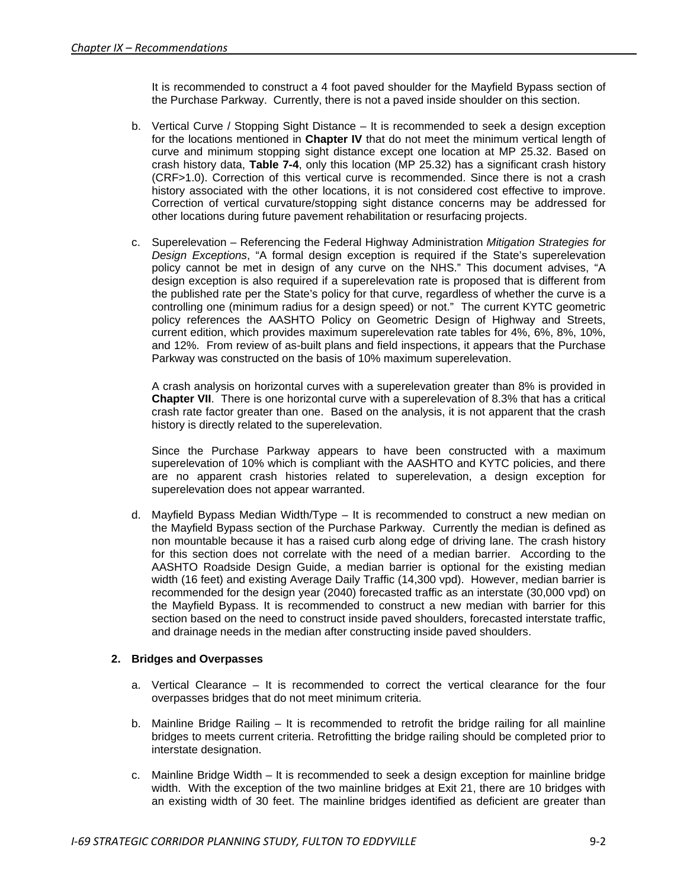It is recommended to construct a 4 foot paved shoulder for the Mayfield Bypass section of the Purchase Parkway. Currently, there is not a paved inside shoulder on this section.

b. Vertical Curve / Stopping Sight Distance – It is recommended to seek a design exception for the locations mentioned in **Chapter IV** that do not meet the minimum vertical length of curve and minimum stopping sight distance except one location at MP 25.32. Based on crash history data, **Table 7-4**, only this location (MP 25.32) has a significant crash history (CRF>1.0). Correction of this vertical curve is recommended. Since there is not a crash history associated with the other locations, it is not considered cost effective to improve. Correction of vertical curvature/stopping sight distance concerns may be addressed for other locations during future pavement rehabilitation or resurfacing projects.

c. Superelevation – Referencing the Federal Highway Administration *Mitigation Strategies for Design Exceptions*, "A formal design exception is required if the State's superelevation policy cannot be met in design of any curve on the NHS." This document advises, "A design exception is also required if a superelevation rate is proposed that is different from the published rate per the State's policy for that curve, regardless of whether the curve is a controlling one (minimum radius for a design speed) or not." The current KYTC geometric policy references the AASHTO Policy on Geometric Design of Highway and Streets, current edition, which provides maximum superelevation rate tables for 4%, 6%, 8%, 10%, and 12%. From review of as-built plans and field inspections, it appears that the Purchase Parkway was constructed on the basis of 10% maximum superelevation.

A crash analysis on horizontal curves with a superelevation greater than 8% is provided in **Chapter VII**. There is one horizontal curve with a superelevation of 8.3% that has a critical crash rate factor greater than one. Based on the analysis, it is not apparent that the crash history is directly related to the superelevation.

Since the Purchase Parkway appears to have been constructed with a maximum superelevation of 10% which is compliant with the AASHTO and KYTC policies, and there are no apparent crash histories related to superelevation, a design exception for superelevation does not appear warranted.

d. Mayfield Bypass Median Width/Type – It is recommended to construct a new median on the Mayfield Bypass section of the Purchase Parkway. Currently the median is defined as non mountable because it has a raised curb along edge of driving lane. The crash history for this section does not correlate with the need of a median barrier. According to the AASHTO Roadside Design Guide, a median barrier is optional for the existing median width (16 feet) and existing Average Daily Traffic (14,300 vpd). However, median barrier is recommended for the design year (2040) forecasted traffic as an interstate (30,000 vpd) on the Mayfield Bypass. It is recommended to construct a new median with barrier for this section based on the need to construct inside paved shoulders, forecasted interstate traffic, and drainage needs in the median after constructing inside paved shoulders.

### 2. Bridges and Overpasses

a. Vertical Clearance – It is recommended to correct the vertical clearance for the four overpasses bridges that do not meet minimum criteria.

b. Mainline Bridge Railing – It is recommended to retrofit the bridge railing for all mainline bridges to meets current criteria. Retrofitting the bridge railing should be completed prior to interstate designation.

c. Mainline Bridge Width – It is recommended to seek a design exception for mainline bridge width. With the exception of the two mainline bridges at Exit 21, there are 10 bridges with an existing width of 30 feet. The mainline bridges identified as deficient are greater than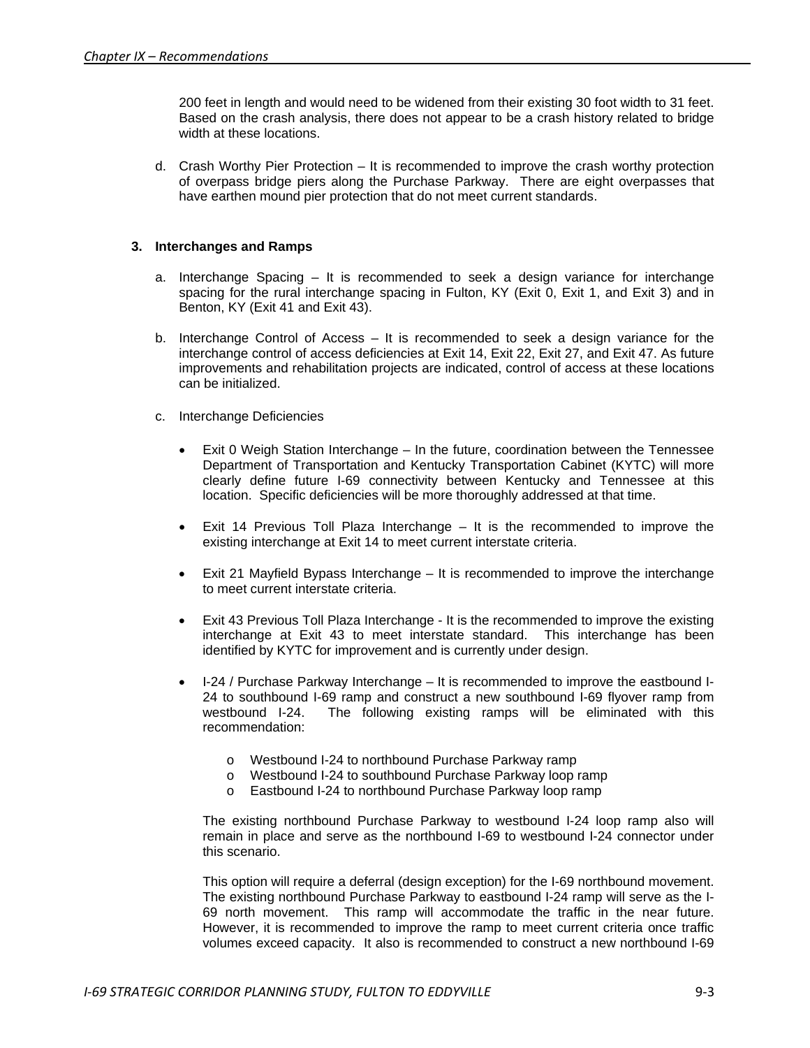200 feet in length and would need to be widened from their existing 30 foot width to 31 feet. Based on the crash analysis, there does not appear to be a crash history related to bridge width at these locations.

d. Crash Worthy Pier Protection – It is recommended to improve the crash worthy protection of overpass bridge piers along the Purchase Parkway. There are eight overpasses that have earthen mound pier protection that do not meet current standards.

### 3. Interchanges and Ramps

a. Interchange Spacing – It is recommended to seek a design variance for interchange spacing for the rural interchange spacing in Fulton, KY (Exit 0, Exit 1, and Exit 3) and in Benton, KY (Exit 41 and Exit 43).

b. Interchange Control of Access – It is recommended to seek a design variance for the interchange control of access deficiencies at Exit 14, Exit 22, Exit 27, and Exit 47. As future improvements and rehabilitation projects are indicated, control of access at these locations can be initialized.

c. Interchange Deficiencies

- Exit 0 Weigh Station Interchange – In the future, coordination between the Tennessee Department of Transportation and Kentucky Transportation Cabinet (KYTC) will more clearly define future I-69 connectivity between Kentucky and Tennessee at this location. Specific deficiencies will be more thoroughly addressed at that time.

- Exit 14 Previous Toll Plaza Interchange – It is the recommended to improve the existing interchange at Exit 14 to meet current interstate criteria.

- Exit 21 Mayfield Bypass Interchange – It is recommended to improve the interchange to meet current interstate criteria.

- Exit 43 Previous Toll Plaza Interchange - It is the recommended to improve the existing interchange at Exit 43 to meet interstate standard. This interchange has been identified by KYTC for improvement and is currently under design.

- I-24 / Purchase Parkway Interchange – It is recommended to improve the eastbound I-24 to southbound I-69 ramp and construct a new southbound I-69 flyover ramp from westbound I-24. The following existing ramps will be eliminated with this recommendation:

  - Westbound I-24 to northbound Purchase Parkway ramp
  - Westbound I-24 to southbound Purchase Parkway loop ramp
  - Eastbound I-24 to northbound Purchase Parkway loop ramp

  The existing northbound Purchase Parkway to westbound I-24 loop ramp also will remain in place and serve as the northbound I-69 to westbound I-24 connector under this scenario.

  This option will require a deferral (design exception) for the I-69 northbound movement. The existing northbound Purchase Parkway to eastbound I-24 ramp will serve as the I-69 north movement. This ramp will accommodate the traffic in the near future. However, it is recommended to improve the ramp to meet current criteria once traffic volumes exceed capacity. It also is recommended to construct a new northbound I-69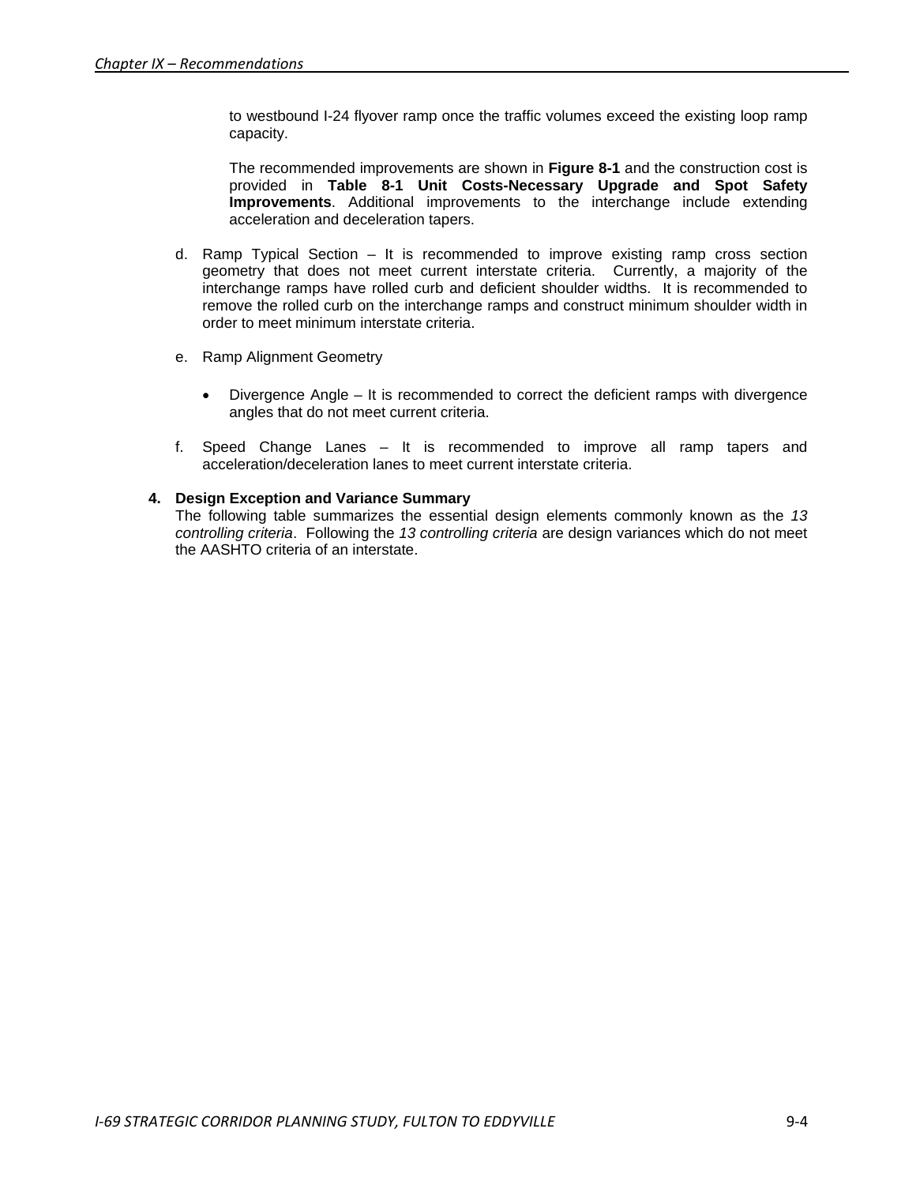to westbound I-24 flyover ramp once the traffic volumes exceed the existing loop ramp capacity.

The recommended improvements are shown in **Figure 8-1** and the construction cost is provided in **Table 8-1 Unit Costs-Necessary Upgrade and Spot Safety Improvements**. Additional improvements to the interchange include extending acceleration and deceleration tapers.

d. Ramp Typical Section – It is recommended to improve existing ramp cross section geometry that does not meet current interstate criteria. Currently, a majority of the interchange ramps have rolled curb and deficient shoulder widths. It is recommended to remove the rolled curb on the interchange ramps and construct minimum shoulder width in order to meet minimum interstate criteria.

e. Ramp Alignment Geometry

- Divergence Angle – It is recommended to correct the deficient ramps with divergence angles that do not meet current criteria.

f. Speed Change Lanes – It is recommended to improve all ramp tapers and acceleration/deceleration lanes to meet current interstate criteria.

**4. Design Exception and Variance Summary**

The following table summarizes the essential design elements commonly known as the *13 controlling criteria*. Following the *13 controlling criteria* are design variances which do not meet the AASHTO criteria of an interstate.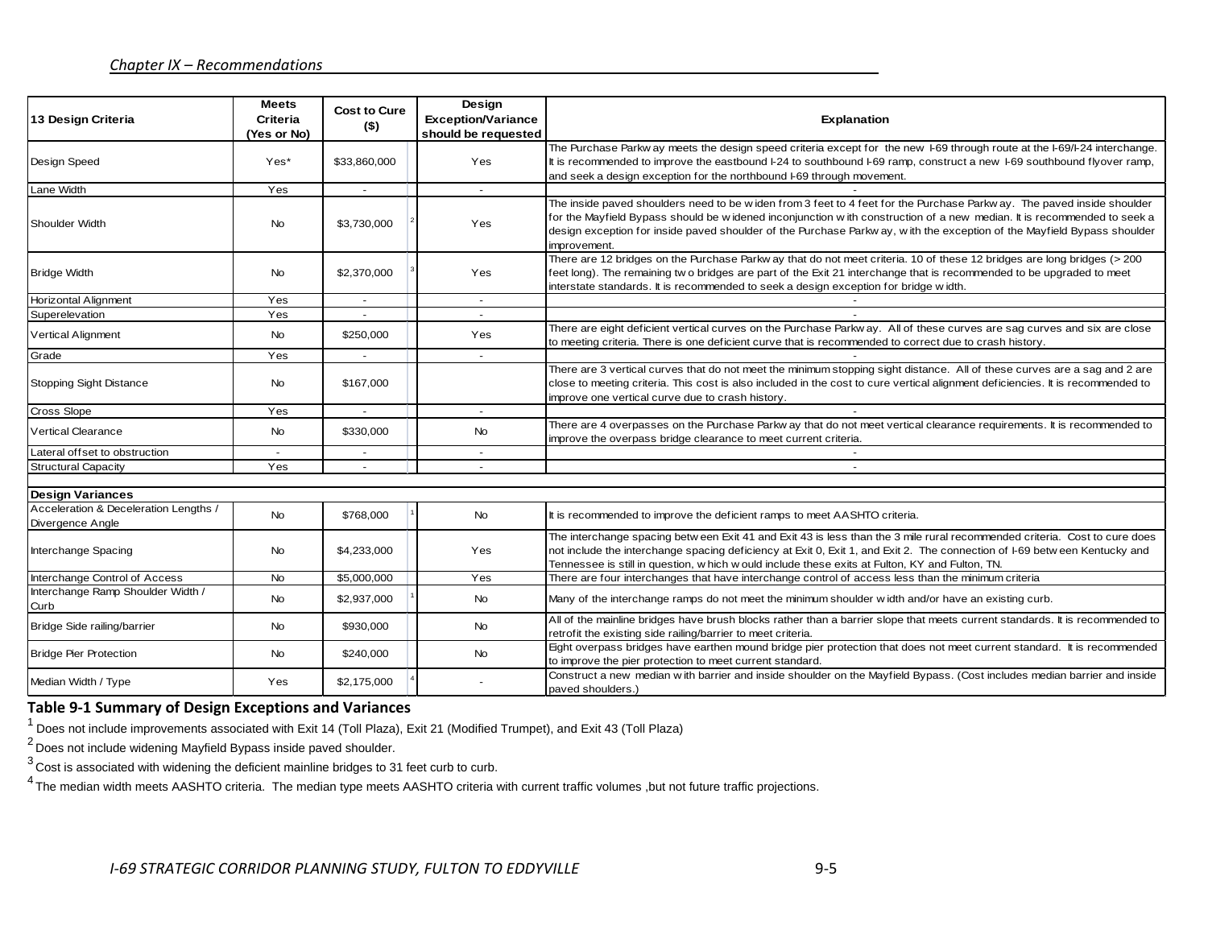| 13 Design Criteria | Meets Criteria (Yes or No) | Cost to Cure ($) | Design Exception/Variance should be requested | Explanation |
|---|---|---|---|---|
| Design Speed | Yes* | $33,860,000 | Yes | The Purchase Parkway meets the design speed criteria except for the new I-69 through route at the I-69/I-24 interchange. It is recommended to improve the eastbound I-24 to southbound I-69 ramp, construct a new I-69 southbound flyover ramp, and seek a design exception for the northbound I-69 through movement. |
| Lane Width | Yes | - | - | - |
| Shoulder Width | No | $3,730,000 [2] | Yes | The inside paved shoulders need to be widen from 3 feet to 4 feet for the Purchase Parkway. The paved inside shoulder for the Mayfield Bypass should be widened inconjunction with construction of a new median. It is recommended to seek a design exception for inside paved shoulder of the Purchase Parkway, with the exception of the Mayfield Bypass shoulder improvement. |
| Bridge Width | No | $2,370,000 [3] | Yes | There are 12 bridges on the Purchase Parkway that do not meet criteria. 10 of these 12 bridges are long bridges (> 200 feet long). The remaining two bridges are part of the Exit 21 interchange that is recommended to be upgraded to meet interstate standards. It is recommended to seek a design exception for bridge width. |
| Horizontal Alignment | Yes | - | - | - |
| Superelevation | Yes | - | - | - |
| Vertical Alignment | No | $250,000 | Yes | There are eight deficient vertical curves on the Purchase Parkway. All of these curves are sag curves and six are close to meeting criteria. There is one deficient curve that is recommended to correct due to crash history. |
| Grade | Yes | - | - | - |
| Stopping Sight Distance | No | $167,000 | | There are 3 vertical curves that do not meet the minimum stopping sight distance. All of these curves are a sag and 2 are close to meeting criteria. This cost is also included in the cost to cure vertical alignment deficiencies. It is recommended to improve one vertical curve due to crash history. |
| Cross Slope | Yes | - | - | - |
| Vertical Clearance | No | $330,000 | No | There are 4 overpasses on the Purchase Parkway that do not meet vertical clearance requirements. It is recommended to improve the overpass bridge clearance to meet current criteria. |
| Lateral offset to obstruction | - | - | - | - |
| Structural Capacity | Yes | - | - | - |
| **Design Variances** | | | | |
| Acceleration & Deceleration Lengths / Divergence Angle | No | $768,000 [1] | No | It is recommended to improve the deficient ramps to meet AASHTO criteria. |
| Interchange Spacing | No | $4,233,000 | Yes | The interchange spacing between Exit 41 and Exit 43 is less than the 3 mile rural recommended criteria. Cost to cure does not include the interchange spacing deficiency at Exit 0, Exit 1, and Exit 2. The connection of I-69 between Kentucky and Tennessee is still in question, which would include these exits at Fulton, KY and Fulton, TN. |
| Interchange Control of Access | No | $5,000,000 | Yes | There are four interchanges that have interchange control of access less than the minimum criteria |
| Interchange Ramp Shoulder Width / Curb | No | $2,937,000 [1] | No | Many of the interchange ramps do not meet the minimum shoulder width and/or have an existing curb. |
| Bridge Side railing/barrier | No | $930,000 | No | All of the mainline bridges have brush blocks rather than a barrier slope that meets current standards. It is recommended to retrofit the existing side railing/barrier to meet criteria. |
| Bridge Pier Protection | No | $240,000 | No | Eight overpass bridges have earthen mound bridge pier protection that does not meet current standard. It is recommended to improve the pier protection to meet current standard. |
| Median Width / Type | Yes | $2,175,000 [4] | - | Construct a new median with barrier and inside shoulder on the Mayfield Bypass. (Cost includes median barrier and inside paved shoulders.) |

**Table 9-1 Summary of Design Exceptions and Variances**

[1] Does not include improvements associated with Exit 14 (Toll Plaza), Exit 21 (Modified Trumpet), and Exit 43 (Toll Plaza)

[2] Does not include widening Mayfield Bypass inside paved shoulder.

[3] Cost is associated with widening the deficient mainline bridges to 31 feet curb to curb.

[4] The median width meets AASHTO criteria. The median type meets AASHTO criteria with current traffic volumes ,but not future traffic projections.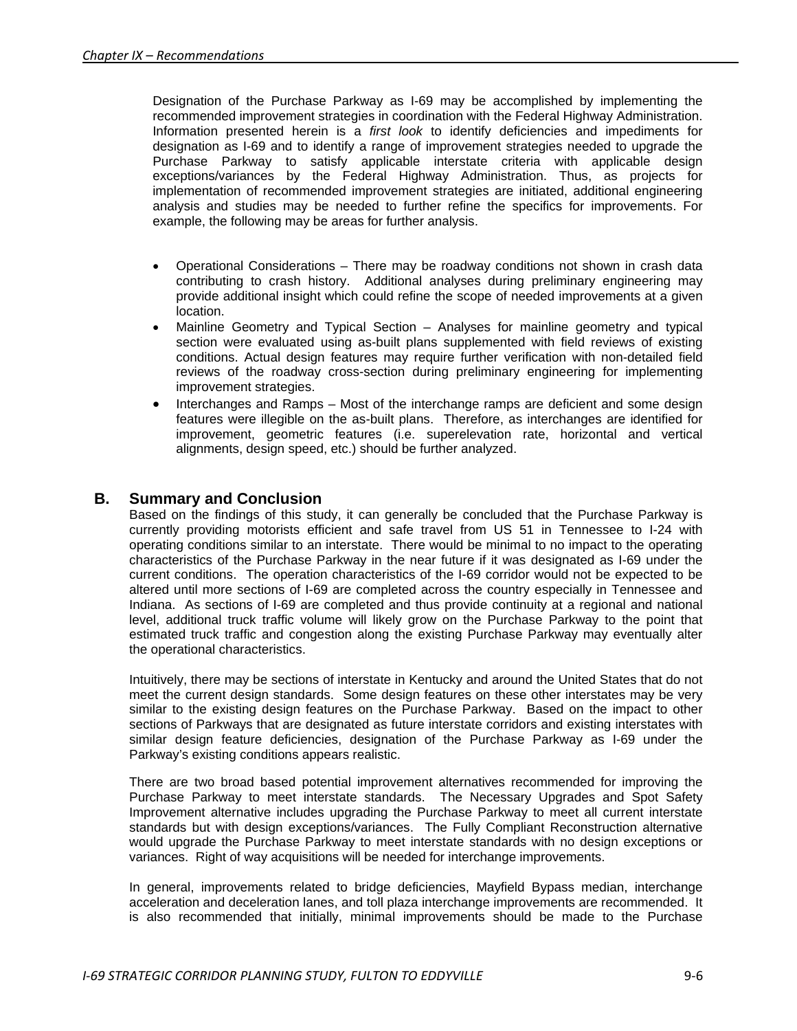Designation of the Purchase Parkway as I-69 may be accomplished by implementing the recommended improvement strategies in coordination with the Federal Highway Administration. Information presented herein is a *first look* to identify deficiencies and impediments for designation as I-69 and to identify a range of improvement strategies needed to upgrade the Purchase Parkway to satisfy applicable interstate criteria with applicable design exceptions/variances by the Federal Highway Administration. Thus, as projects for implementation of recommended improvement strategies are initiated, additional engineering analysis and studies may be needed to further refine the specifics for improvements. For example, the following may be areas for further analysis.

- Operational Considerations – There may be roadway conditions not shown in crash data contributing to crash history. Additional analyses during preliminary engineering may provide additional insight which could refine the scope of needed improvements at a given location.
- Mainline Geometry and Typical Section – Analyses for mainline geometry and typical section were evaluated using as-built plans supplemented with field reviews of existing conditions. Actual design features may require further verification with non-detailed field reviews of the roadway cross-section during preliminary engineering for implementing improvement strategies.
- Interchanges and Ramps – Most of the interchange ramps are deficient and some design features were illegible on the as-built plans. Therefore, as interchanges are identified for improvement, geometric features (i.e. superelevation rate, horizontal and vertical alignments, design speed, etc.) should be further analyzed.

## B. Summary and Conclusion

Based on the findings of this study, it can generally be concluded that the Purchase Parkway is currently providing motorists efficient and safe travel from US 51 in Tennessee to I-24 with operating conditions similar to an interstate. There would be minimal to no impact to the operating characteristics of the Purchase Parkway in the near future if it was designated as I-69 under the current conditions. The operation characteristics of the I-69 corridor would not be expected to be altered until more sections of I-69 are completed across the country especially in Tennessee and Indiana. As sections of I-69 are completed and thus provide continuity at a regional and national level, additional truck traffic volume will likely grow on the Purchase Parkway to the point that estimated truck traffic and congestion along the existing Purchase Parkway may eventually alter the operational characteristics.

Intuitively, there may be sections of interstate in Kentucky and around the United States that do not meet the current design standards. Some design features on these other interstates may be very similar to the existing design features on the Purchase Parkway. Based on the impact to other sections of Parkways that are designated as future interstate corridors and existing interstates with similar design feature deficiencies, designation of the Purchase Parkway as I-69 under the Parkway's existing conditions appears realistic.

There are two broad based potential improvement alternatives recommended for improving the Purchase Parkway to meet interstate standards. The Necessary Upgrades and Spot Safety Improvement alternative includes upgrading the Purchase Parkway to meet all current interstate standards but with design exceptions/variances. The Fully Compliant Reconstruction alternative would upgrade the Purchase Parkway to meet interstate standards with no design exceptions or variances. Right of way acquisitions will be needed for interchange improvements.

In general, improvements related to bridge deficiencies, Mayfield Bypass median, interchange acceleration and deceleration lanes, and toll plaza interchange improvements are recommended. It is also recommended that initially, minimal improvements should be made to the Purchase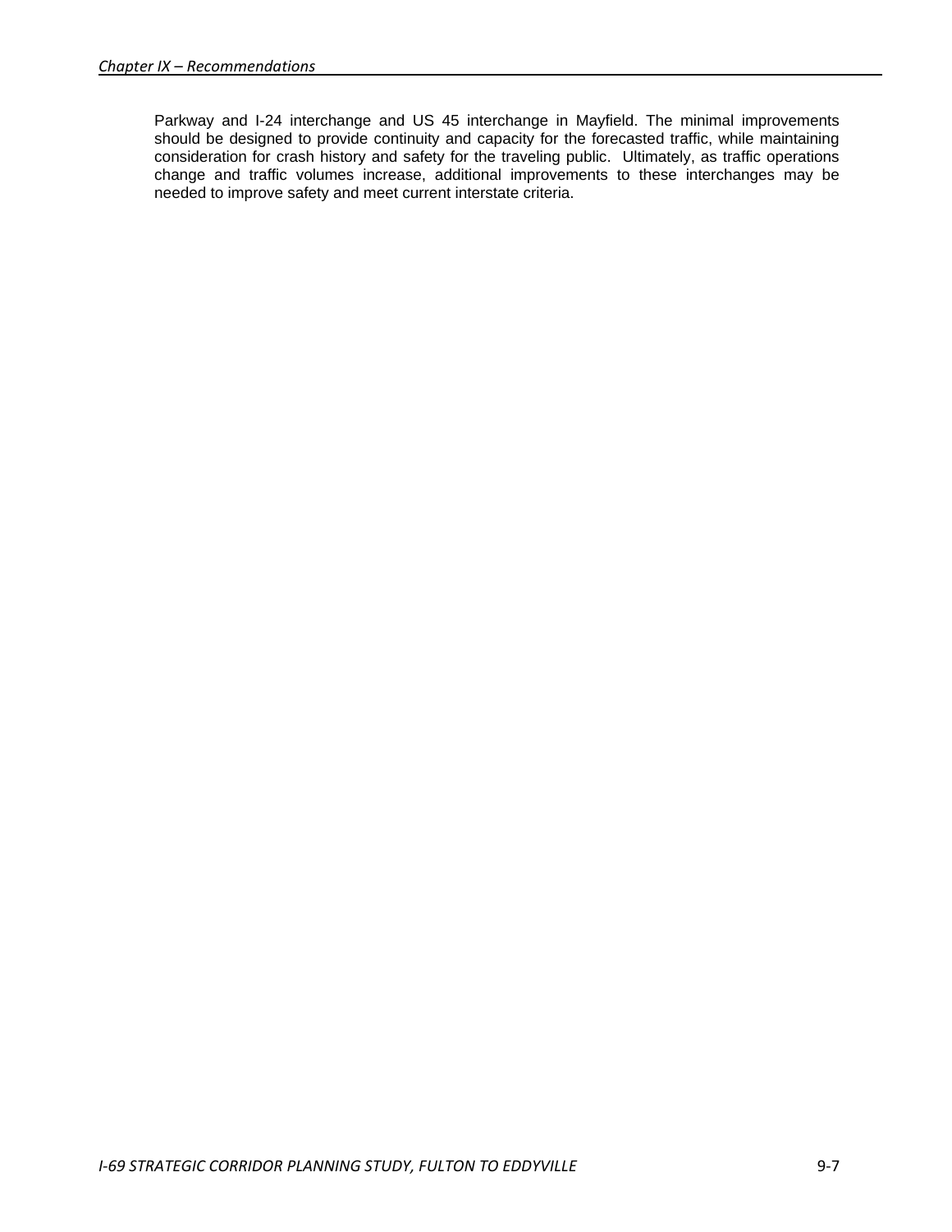Parkway and I-24 interchange and US 45 interchange in Mayfield. The minimal improvements should be designed to provide continuity and capacity for the forecasted traffic, while maintaining consideration for crash history and safety for the traveling public. Ultimately, as traffic operations change and traffic volumes increase, additional improvements to these interchanges may be needed to improve safety and meet current interstate criteria.